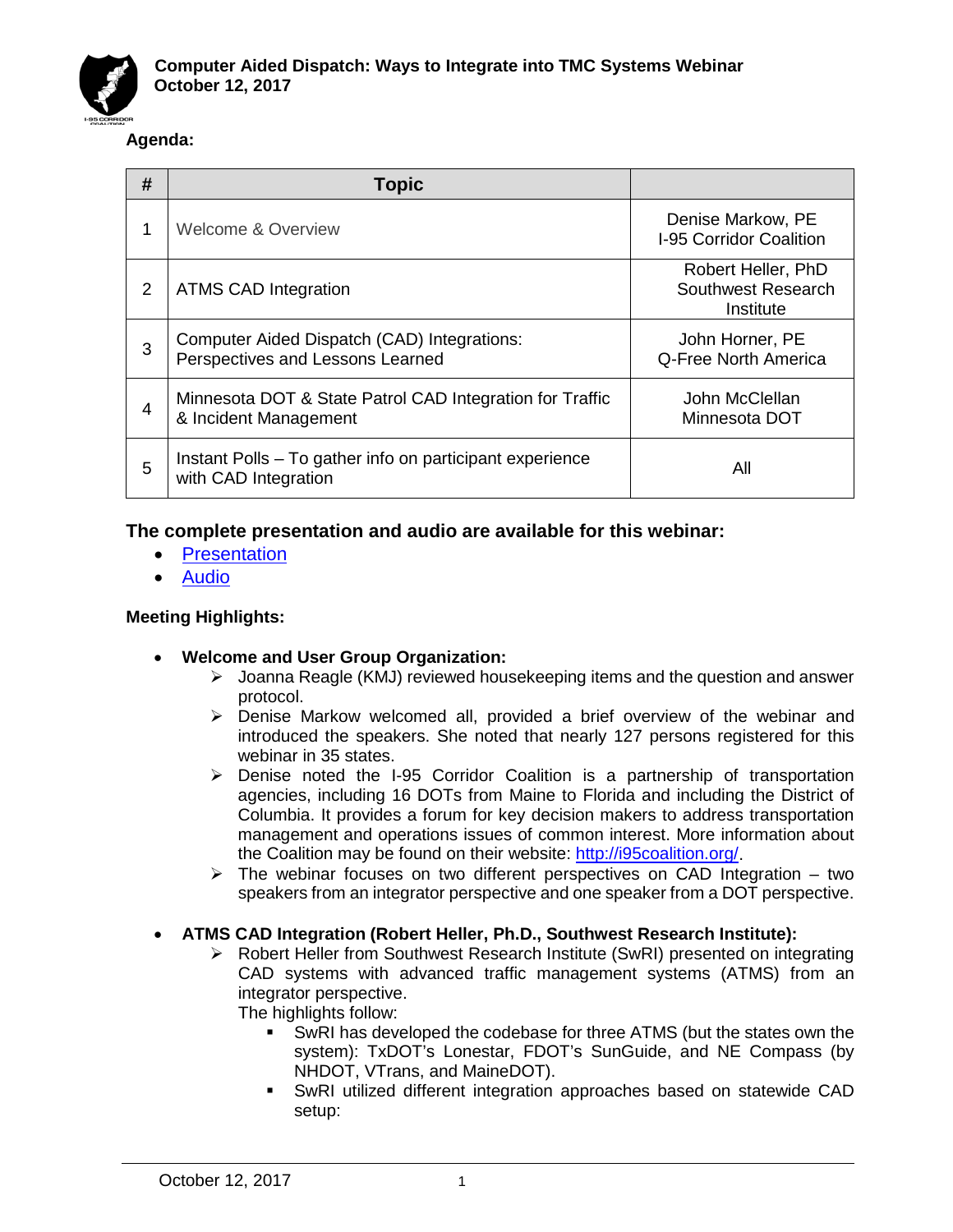# Computer Aided Dispatch: Ways to Integrate into TMC Systems Webinar
**October 12, 2017**

**Agenda:**

| # | Topic | |
|---|---|---|
| 1 | Welcome & Overview | Denise Markow, PE<br>I-95 Corridor Coalition |
| 2 | ATMS CAD Integration | Robert Heller, PhD<br>Southwest Research Institute |
| 3 | Computer Aided Dispatch (CAD) Integrations: Perspectives and Lessons Learned | John Horner, PE<br>Q-Free North America |
| 4 | Minnesota DOT & State Patrol CAD Integration for Traffic & Incident Management | John McClellan<br>Minnesota DOT |
| 5 | Instant Polls – To gather info on participant experience with CAD Integration | All |

## The complete presentation and audio are available for this webinar:

- Presentation
- Audio

**Meeting Highlights:**

- **Welcome and User Group Organization:**
  - Joanna Reagle (KMJ) reviewed housekeeping items and the question and answer protocol.
  - Denise Markow welcomed all, provided a brief overview of the webinar and introduced the speakers. She noted that nearly 127 persons registered for this webinar in 35 states.
  - Denise noted the I-95 Corridor Coalition is a partnership of transportation agencies, including 16 DOTs from Maine to Florida and including the District of Columbia. It provides a forum for key decision makers to address transportation management and operations issues of common interest. More information about the Coalition may be found on their website: http://i95coalition.org/.
  - The webinar focuses on two different perspectives on CAD Integration – two speakers from an integrator perspective and one speaker from a DOT perspective.

- **ATMS CAD Integration (Robert Heller, Ph.D., Southwest Research Institute):**
  - Robert Heller from Southwest Research Institute (SwRI) presented on integrating CAD systems with advanced traffic management systems (ATMS) from an integrator perspective.
    The highlights follow:
    - SwRI has developed the codebase for three ATMS (but the states own the system): TxDOT's Lonestar, FDOT's SunGuide, and NE Compass (by NHDOT, VTrans, and MaineDOT).
    - SwRI utilized different integration approaches based on statewide CAD setup: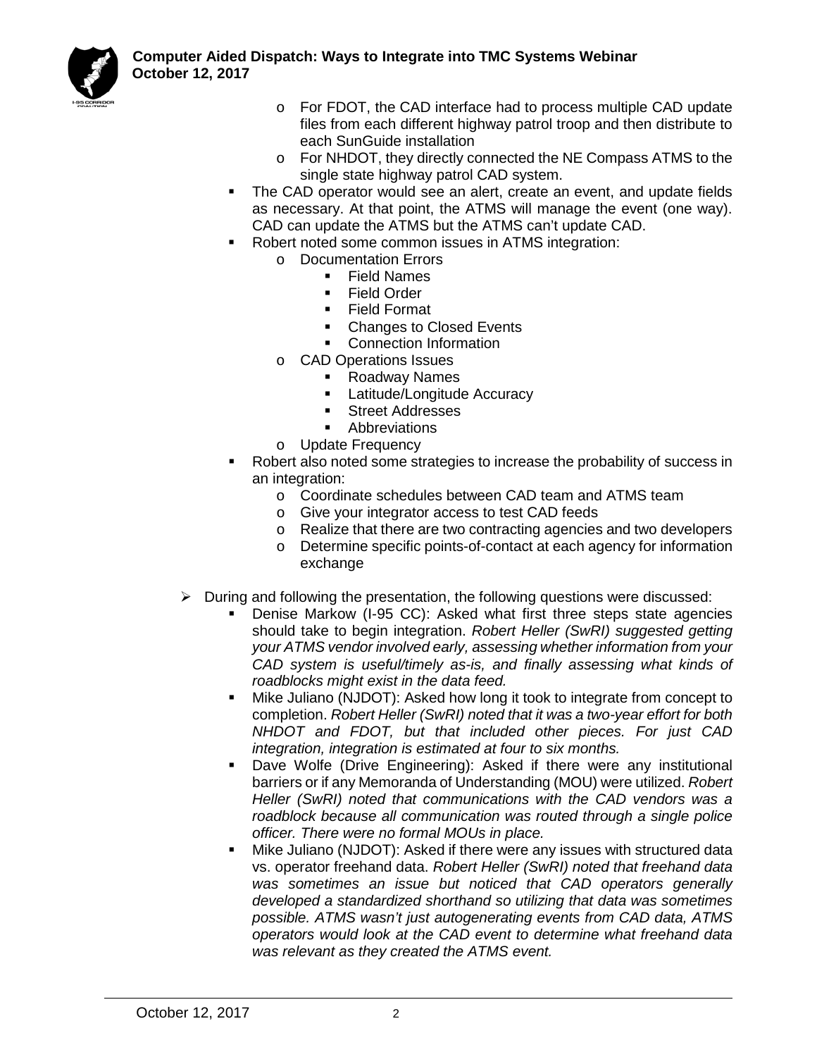- For FDOT, the CAD interface had to process multiple CAD update files from each different highway patrol troop and then distribute to each SunGuide installation
    - For NHDOT, they directly connected the NE Compass ATMS to the single state highway patrol CAD system.
  - The CAD operator would see an alert, create an event, and update fields as necessary. At that point, the ATMS will manage the event (one way). CAD can update the ATMS but the ATMS can't update CAD.
  - Robert noted some common issues in ATMS integration:
    - Documentation Errors
      - Field Names
      - Field Order
      - Field Format
      - Changes to Closed Events
      - Connection Information
    - CAD Operations Issues
      - Roadway Names
      - Latitude/Longitude Accuracy
      - Street Addresses
      - Abbreviations
    - Update Frequency
  - Robert also noted some strategies to increase the probability of success in an integration:
    - Coordinate schedules between CAD team and ATMS team
    - Give your integrator access to test CAD feeds
    - Realize that there are two contracting agencies and two developers
    - Determine specific points-of-contact at each agency for information exchange

- During and following the presentation, the following questions were discussed:
  - Denise Markow (I-95 CC): Asked what first three steps state agencies should take to begin integration. *Robert Heller (SwRI) suggested getting your ATMS vendor involved early, assessing whether information from your CAD system is useful/timely as-is, and finally assessing what kinds of roadblocks might exist in the data feed.*
  - Mike Juliano (NJDOT): Asked how long it took to integrate from concept to completion. *Robert Heller (SwRI) noted that it was a two-year effort for both NHDOT and FDOT, but that included other pieces. For just CAD integration, integration is estimated at four to six months.*
  - Dave Wolfe (Drive Engineering): Asked if there were any institutional barriers or if any Memoranda of Understanding (MOU) were utilized. *Robert Heller (SwRI) noted that communications with the CAD vendors was a roadblock because all communication was routed through a single police officer. There were no formal MOUs in place.*
  - Mike Juliano (NJDOT): Asked if there were any issues with structured data vs. operator freehand data. *Robert Heller (SwRI) noted that freehand data was sometimes an issue but noticed that CAD operators generally developed a standardized shorthand so utilizing that data was sometimes possible. ATMS wasn't just autogenerating events from CAD data, ATMS operators would look at the CAD event to determine what freehand data was relevant as they created the ATMS event.*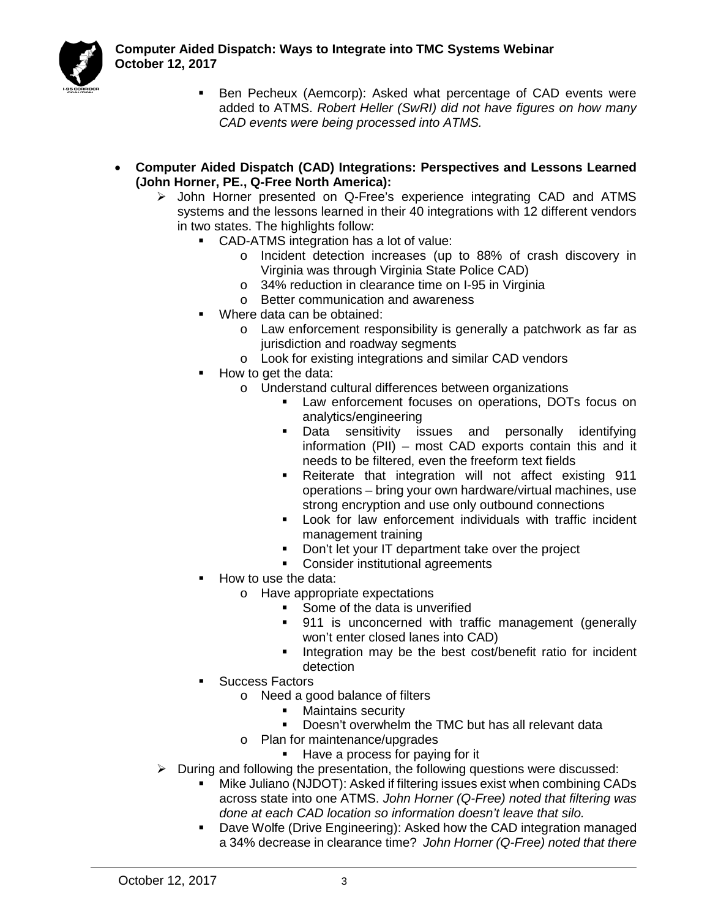- Ben Pecheux (Aemcorp): Asked what percentage of CAD events were added to ATMS. *Robert Heller (SwRI) did not have figures on how many CAD events were being processed into ATMS.*

- **Computer Aided Dispatch (CAD) Integrations: Perspectives and Lessons Learned (John Horner, PE., Q-Free North America):**
  - John Horner presented on Q-Free's experience integrating CAD and ATMS systems and the lessons learned in their 40 integrations with 12 different vendors in two states. The highlights follow:
    - CAD-ATMS integration has a lot of value:
      - Incident detection increases (up to 88% of crash discovery in Virginia was through Virginia State Police CAD)
      - 34% reduction in clearance time on I-95 in Virginia
      - Better communication and awareness
    - Where data can be obtained:
      - Law enforcement responsibility is generally a patchwork as far as jurisdiction and roadway segments
      - Look for existing integrations and similar CAD vendors
    - How to get the data:
      - Understand cultural differences between organizations
        - Law enforcement focuses on operations, DOTs focus on analytics/engineering
        - Data sensitivity issues and personally identifying information (PII) – most CAD exports contain this and it needs to be filtered, even the freeform text fields
        - Reiterate that integration will not affect existing 911 operations – bring your own hardware/virtual machines, use strong encryption and use only outbound connections
        - Look for law enforcement individuals with traffic incident management training
        - Don't let your IT department take over the project
        - Consider institutional agreements
    - How to use the data:
      - Have appropriate expectations
        - Some of the data is unverified
        - 911 is unconcerned with traffic management (generally won't enter closed lanes into CAD)
        - Integration may be the best cost/benefit ratio for incident detection
    - Success Factors
      - Need a good balance of filters
        - Maintains security
        - Doesn't overwhelm the TMC but has all relevant data
      - Plan for maintenance/upgrades
        - Have a process for paying for it
  - During and following the presentation, the following questions were discussed:
    - Mike Juliano (NJDOT): Asked if filtering issues exist when combining CADs across state into one ATMS. *John Horner (Q-Free) noted that filtering was done at each CAD location so information doesn't leave that silo.*
    - Dave Wolfe (Drive Engineering): Asked how the CAD integration managed a 34% decrease in clearance time? *John Horner (Q-Free) noted that there*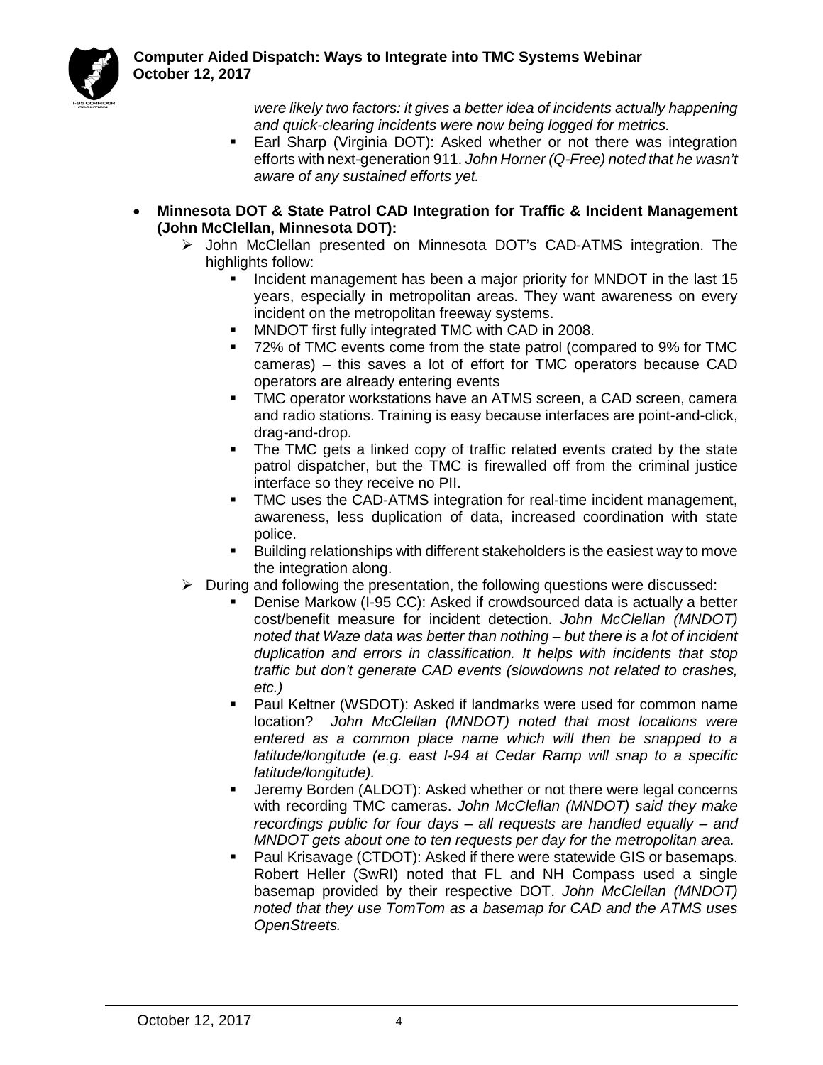*were likely two factors: it gives a better idea of incidents actually happening and quick-clearing incidents were now being logged for metrics.*

  - Earl Sharp (Virginia DOT): Asked whether or not there was integration efforts with next-generation 911. *John Horner (Q-Free) noted that he wasn't aware of any sustained efforts yet.*

- **Minnesota DOT & State Patrol CAD Integration for Traffic & Incident Management (John McClellan, Minnesota DOT):**
  - John McClellan presented on Minnesota DOT's CAD-ATMS integration. The highlights follow:
    - Incident management has been a major priority for MNDOT in the last 15 years, especially in metropolitan areas. They want awareness on every incident on the metropolitan freeway systems.
    - MNDOT first fully integrated TMC with CAD in 2008.
    - 72% of TMC events come from the state patrol (compared to 9% for TMC cameras) – this saves a lot of effort for TMC operators because CAD operators are already entering events
    - TMC operator workstations have an ATMS screen, a CAD screen, camera and radio stations. Training is easy because interfaces are point-and-click, drag-and-drop.
    - The TMC gets a linked copy of traffic related events crated by the state patrol dispatcher, but the TMC is firewalled off from the criminal justice interface so they receive no PII.
    - TMC uses the CAD-ATMS integration for real-time incident management, awareness, less duplication of data, increased coordination with state police.
    - Building relationships with different stakeholders is the easiest way to move the integration along.
  - During and following the presentation, the following questions were discussed:
    - Denise Markow (I-95 CC): Asked if crowdsourced data is actually a better cost/benefit measure for incident detection. *John McClellan (MNDOT) noted that Waze data was better than nothing – but there is a lot of incident duplication and errors in classification. It helps with incidents that stop traffic but don't generate CAD events (slowdowns not related to crashes, etc.)*
    - Paul Keltner (WSDOT): Asked if landmarks were used for common name location? *John McClellan (MNDOT) noted that most locations were entered as a common place name which will then be snapped to a latitude/longitude (e.g. east I-94 at Cedar Ramp will snap to a specific latitude/longitude).*
    - Jeremy Borden (ALDOT): Asked whether or not there were legal concerns with recording TMC cameras. *John McClellan (MNDOT) said they make recordings public for four days – all requests are handled equally – and MNDOT gets about one to ten requests per day for the metropolitan area.*
    - Paul Krisavage (CTDOT): Asked if there were statewide GIS or basemaps. Robert Heller (SwRI) noted that FL and NH Compass used a single basemap provided by their respective DOT. *John McClellan (MNDOT) noted that they use TomTom as a basemap for CAD and the ATMS uses OpenStreets.*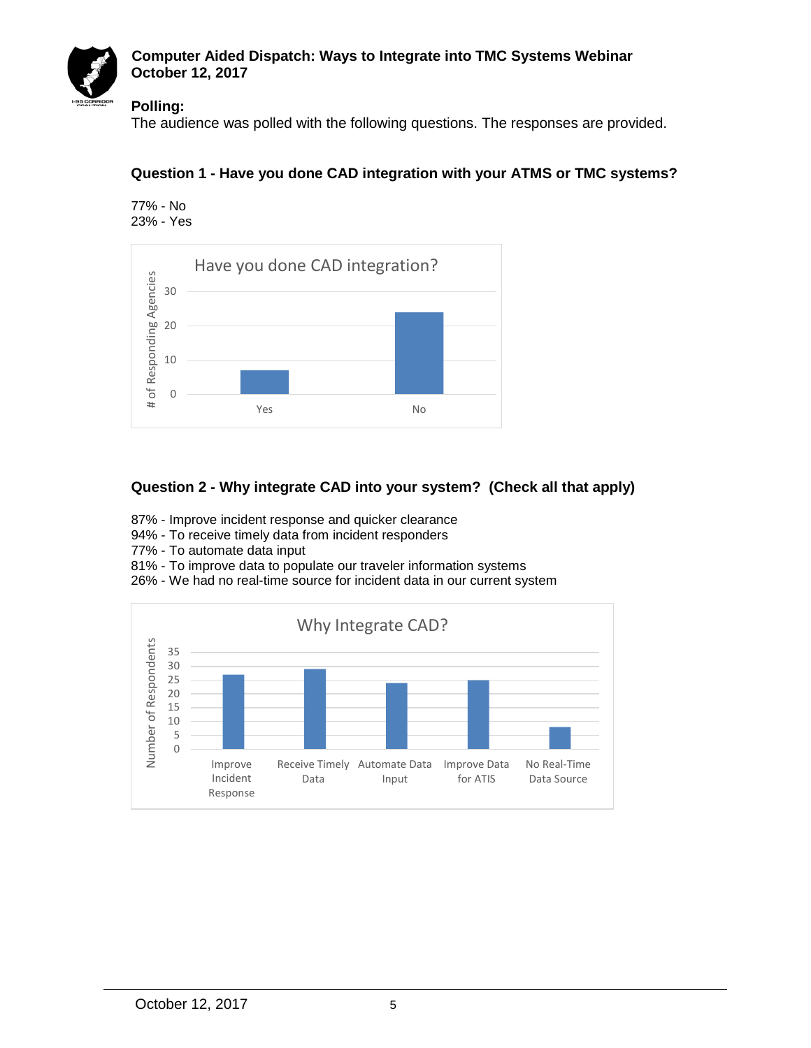**Computer Aided Dispatch: Ways to Integrate into TMC Systems Webinar**
**October 12, 2017**

## Polling:

The audience was polled with the following questions. The responses are provided.

### Question 1 - Have you done CAD integration with your ATMS or TMC systems?

77% - No
23% - Yes

### Question 2 - Why integrate CAD into your system? (Check all that apply)

87% - Improve incident response and quicker clearance
94% - To receive timely data from incident responders
77% - To automate data input
81% - To improve data to populate our traveler information systems
26% - We had no real-time source for incident data in our current system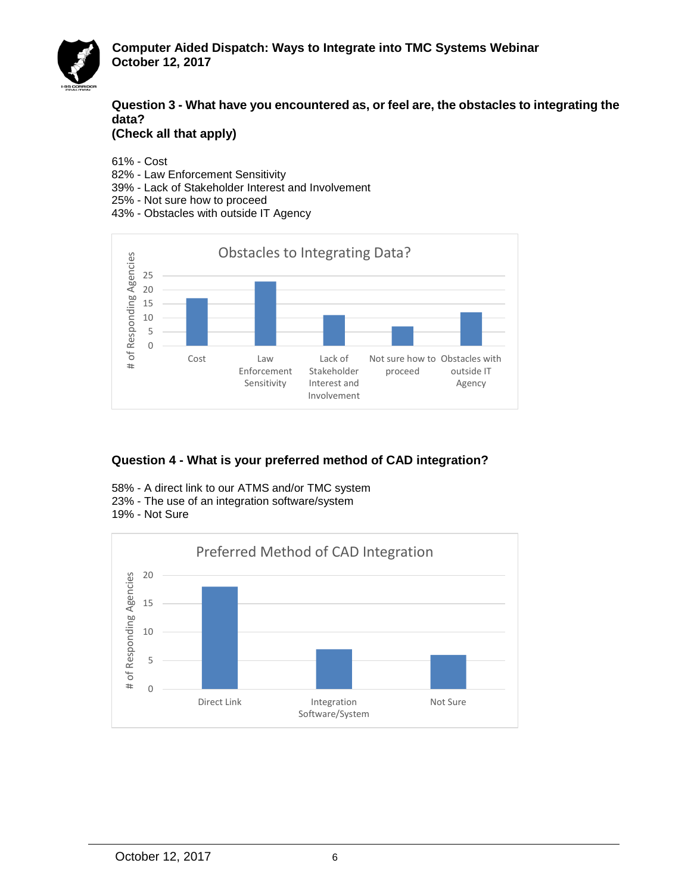**Question 3 - What have you encountered as, or feel are, the obstacles to integrating the data?**
**(Check all that apply)**

61% - Cost
82% - Law Enforcement Sensitivity
39% - Lack of Stakeholder Interest and Involvement
25% - Not sure how to proceed
43% - Obstacles with outside IT Agency

**Question 4 - What is your preferred method of CAD integration?**

58% - A direct link to our ATMS and/or TMC system
23% - The use of an integration software/system
19% - Not Sure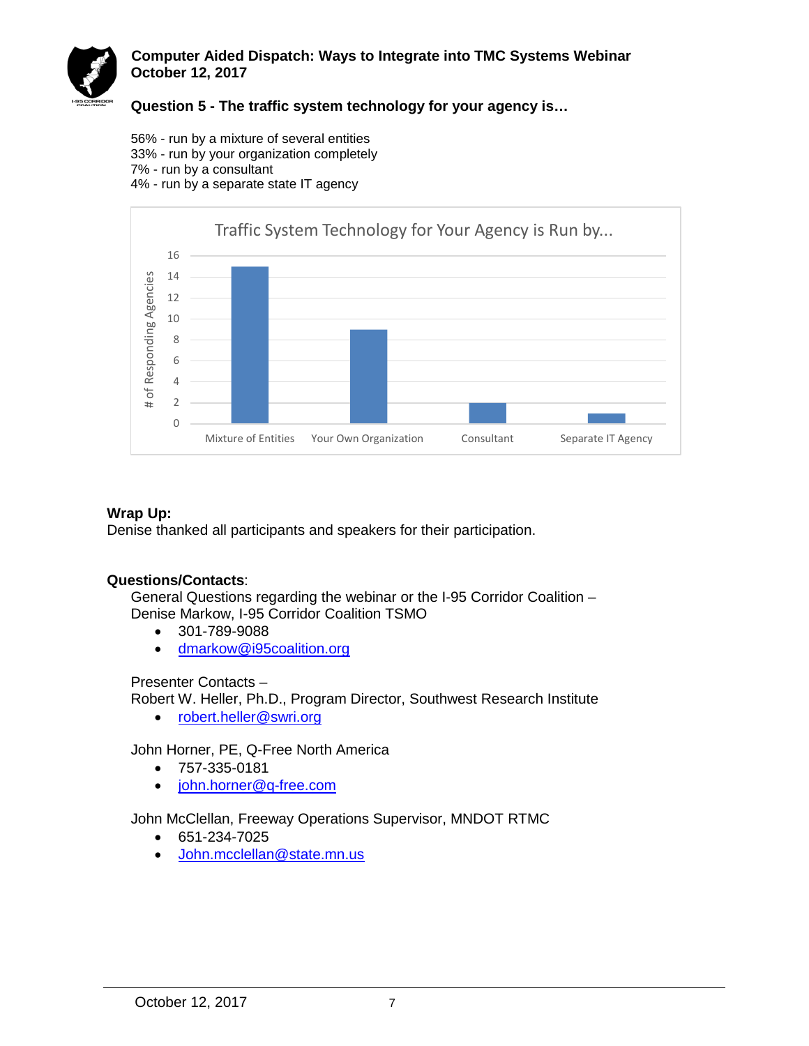### Question 5 - The traffic system technology for your agency is…

56% - run by a mixture of several entities
33% - run by your organization completely
7% - run by a consultant
4% - run by a separate state IT agency

**Wrap Up:**
Denise thanked all participants and speakers for their participation.

**Questions/Contacts**:

General Questions regarding the webinar or the I-95 Corridor Coalition –
Denise Markow, I-95 Corridor Coalition TSMO

- 301-789-9088
- dmarkow@i95coalition.org

Presenter Contacts –
Robert W. Heller, Ph.D., Program Director, Southwest Research Institute

- robert.heller@swri.org

John Horner, PE, Q-Free North America

- 757-335-0181
- john.horner@q-free.com

John McClellan, Freeway Operations Supervisor, MNDOT RTMC

- 651-234-7025
- John.mcclellan@state.mn.us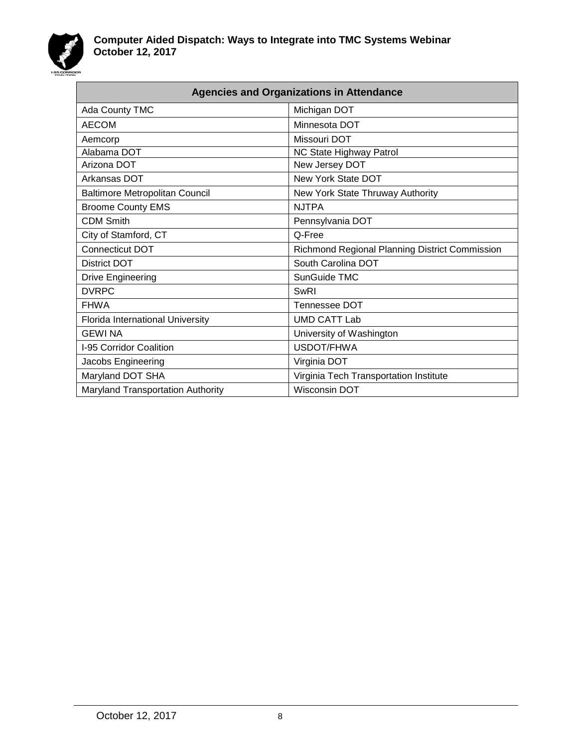| Agencies and Organizations in Attendance | |
|---|---|
| Ada County TMC | Michigan DOT |
| AECOM | Minnesota DOT |
| Aemcorp | Missouri DOT |
| Alabama DOT | NC State Highway Patrol |
| Arizona DOT | New Jersey DOT |
| Arkansas DOT | New York State DOT |
| Baltimore Metropolitan Council | New York State Thruway Authority |
| Broome County EMS | NJTPA |
| CDM Smith | Pennsylvania DOT |
| City of Stamford, CT | Q-Free |
| Connecticut DOT | Richmond Regional Planning District Commission |
| District DOT | South Carolina DOT |
| Drive Engineering | SunGuide TMC |
| DVRPC | SwRI |
| FHWA | Tennessee DOT |
| Florida International University | UMD CATT Lab |
| GEWI NA | University of Washington |
| I-95 Corridor Coalition | USDOT/FHWA |
| Jacobs Engineering | Virginia DOT |
| Maryland DOT SHA | Virginia Tech Transportation Institute |
| Maryland Transportation Authority | Wisconsin DOT |